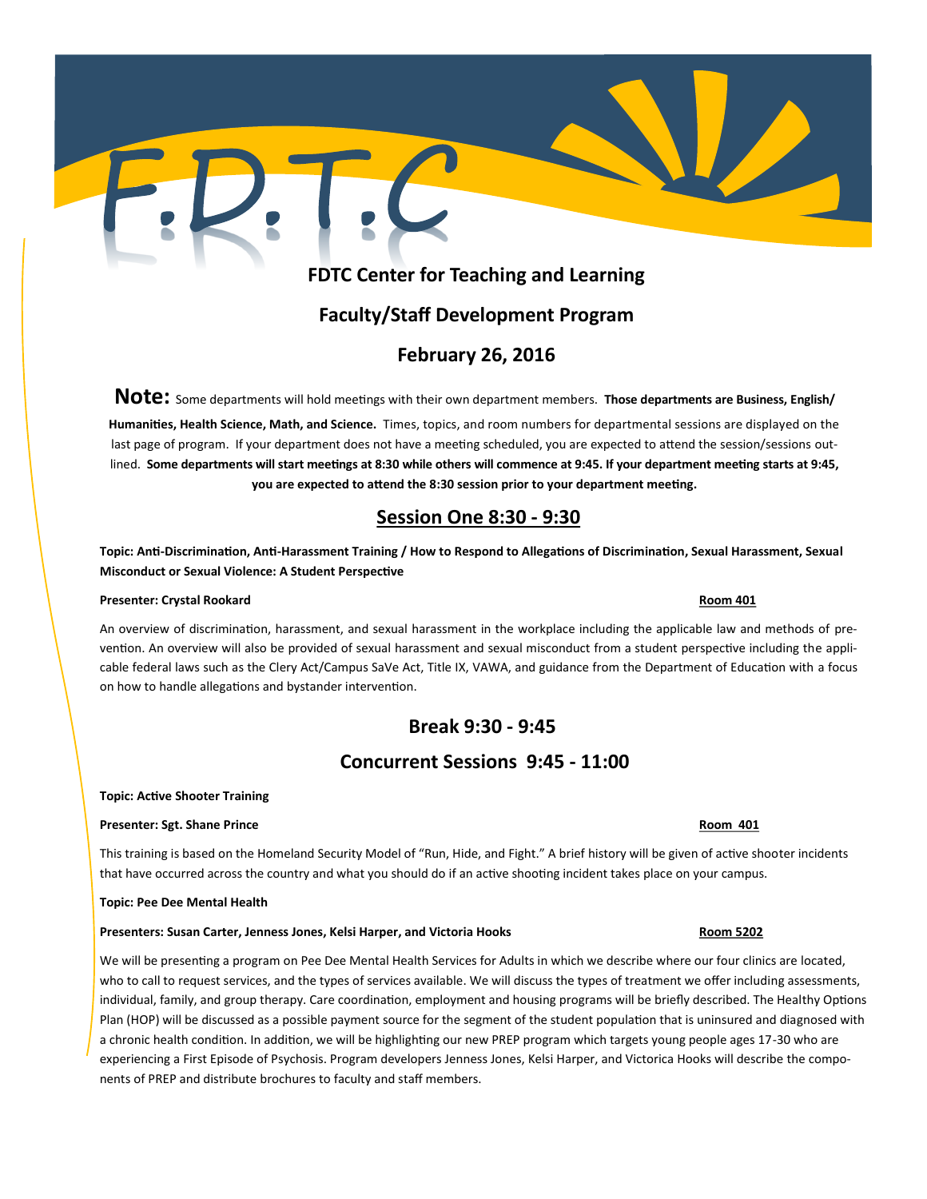# F.D.T.C

## FDTC Center for Teaching and Learning

## Faculty/Staff Development Program

## February 26, 2016

**Note:** Some departments will hold meetings with their own department members. **Those departments are Business, English/Humanities, Health Science, Math, and Science.** Times, topics, and room numbers for departmental sessions are displayed on the last page of program. If your department does not have a meeting scheduled, you are expected to attend the session/sessions outlined. **Some departments will start meetings at 8:30 while others will commence at 9:45. If your department meeting starts at 9:45, you are expected to attend the 8:30 session prior to your department meeting.**

## Session One 8:30 - 9:30

**Topic: Anti-Discrimination, Anti-Harassment Training / How to Respond to Allegations of Discrimination, Sexual Harassment, Sexual Misconduct or Sexual Violence: A Student Perspective**

**Presenter: Crystal Rookard** — **Room 401**

An overview of discrimination, harassment, and sexual harassment in the workplace including the applicable law and methods of prevention. An overview will also be provided of sexual harassment and sexual misconduct from a student perspective including the applicable federal laws such as the Clery Act/Campus SaVe Act, Title IX, VAWA, and guidance from the Department of Education with a focus on how to handle allegations and bystander intervention.

## Break 9:30 - 9:45

## Concurrent Sessions 9:45 - 11:00

**Topic: Active Shooter Training**

**Presenter: Sgt. Shane Prince** — **Room 401**

This training is based on the Homeland Security Model of "Run, Hide, and Fight." A brief history will be given of active shooter incidents that have occurred across the country and what you should do if an active shooting incident takes place on your campus.

**Topic: Pee Dee Mental Health**

**Presenters: Susan Carter, Jenness Jones, Kelsi Harper, and Victoria Hooks** — **Room 5202**

We will be presenting a program on Pee Dee Mental Health Services for Adults in which we describe where our four clinics are located, who to call to request services, and the types of services available. We will discuss the types of treatment we offer including assessments, individual, family, and group therapy. Care coordination, employment and housing programs will be briefly described. The Healthy Options Plan (HOP) will be discussed as a possible payment source for the segment of the student population that is uninsured and diagnosed with a chronic health condition. In addition, we will be highlighting our new PREP program which targets young people ages 17-30 who are experiencing a First Episode of Psychosis. Program developers Jenness Jones, Kelsi Harper, and Victorica Hooks will describe the components of PREP and distribute brochures to faculty and staff members.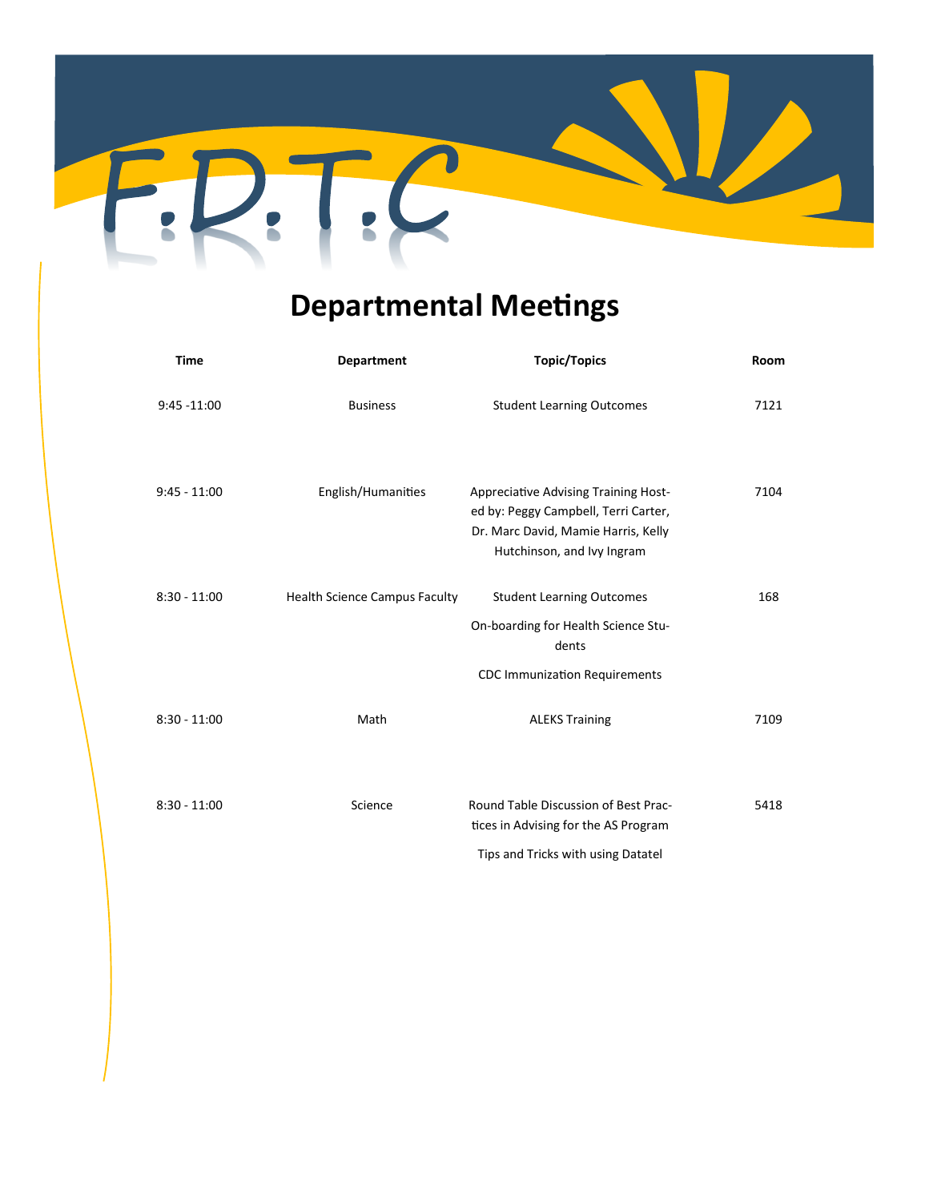F.D.T.C

# Departmental Meetings

| Time | Department | Topic/Topics | Room |
|---|---|---|---|
| 9:45 -11:00 | Business | Student Learning Outcomes | 7121 |
| 9:45 - 11:00 | English/Humanities | Appreciative Advising Training Hosted by: Peggy Campbell, Terri Carter, Dr. Marc David, Mamie Harris, Kelly Hutchinson, and Ivy Ingram | 7104 |
| 8:30 - 11:00 | Health Science Campus Faculty | Student Learning Outcomes<br>On-boarding for Health Science Students<br>CDC Immunization Requirements | 168 |
| 8:30 - 11:00 | Math | ALEKS Training | 7109 |
| 8:30 - 11:00 | Science | Round Table Discussion of Best Practices in Advising for the AS Program<br>Tips and Tricks with using Datatel | 5418 |